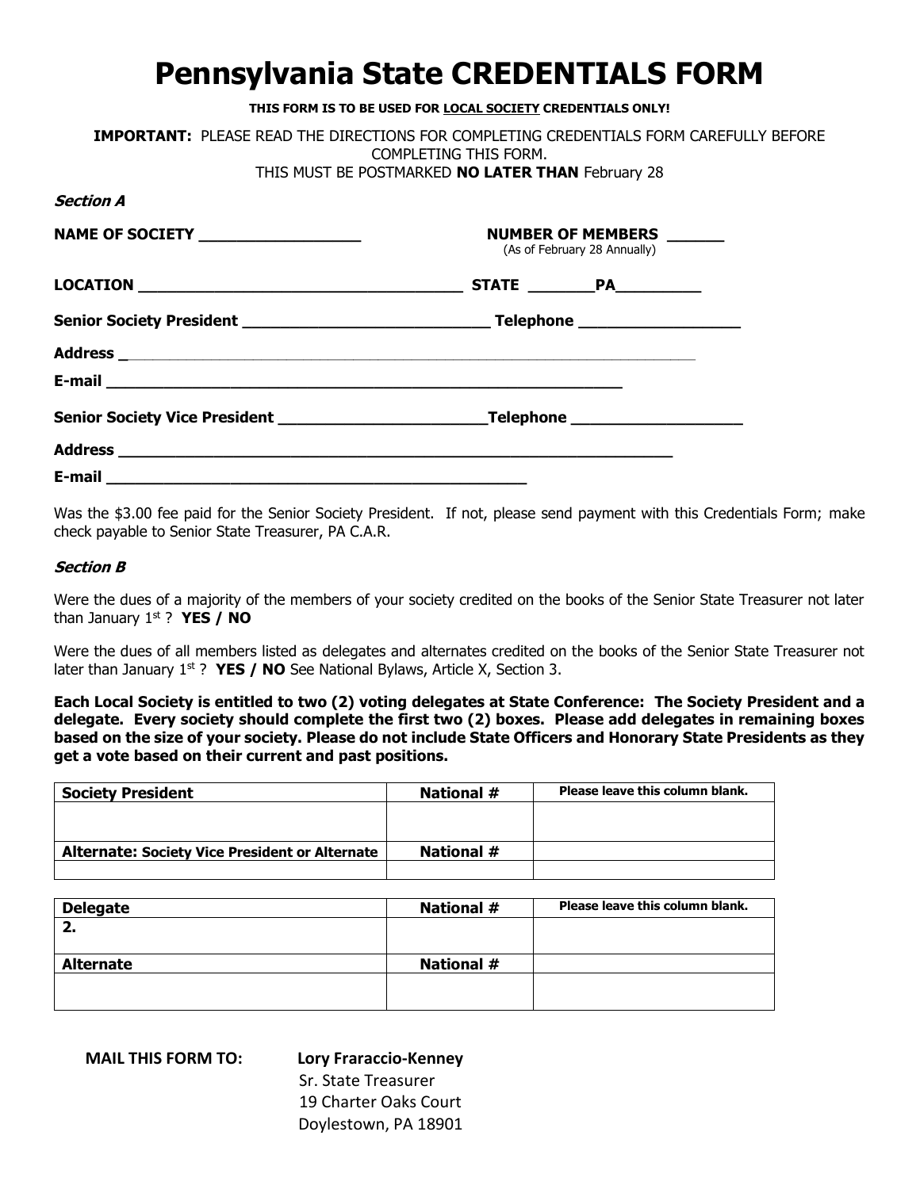# Pennsylvania State CREDENTIALS FORM

**THIS FORM IS TO BE USED FOR LOCAL SOCIETY CREDENTIALS ONLY!**

**IMPORTANT:** PLEASE READ THE DIRECTIONS FOR COMPLETING CREDENTIALS FORM CAREFULLY BEFORE COMPLETING THIS FORM.
THIS MUST BE POSTMARKED **NO LATER THAN** February 28

***Section A***

**NAME OF SOCIETY** _________________ **NUMBER OF MEMBERS** ______
(As of February 28 Annually)

**LOCATION** ____________________________________ **STATE** _______PA_________

**Senior Society President** ___________________________ **Telephone** _________________

**Address** ______________________________________________________________

**E-mail** _________________________________________________________

**Senior Society Vice President** _______________________**Telephone** __________________

**Address** _______________________________________________________________

**E-mail** _______________________________________________

Was the $3.00 fee paid for the Senior Society President. If not, please send payment with this Credentials Form; make check payable to Senior State Treasurer, PA C.A.R.

***Section B***

Were the dues of a majority of the members of your society credited on the books of the Senior State Treasurer not later than January 1st ? **YES / NO**

Were the dues of all members listed as delegates and alternates credited on the books of the Senior State Treasurer not later than January 1st ? **YES / NO** See National Bylaws, Article X, Section 3.

**Each Local Society is entitled to two (2) voting delegates at State Conference: The Society President and a delegate. Every society should complete the first two (2) boxes. Please add delegates in remaining boxes based on the size of your society. Please do not include State Officers and Honorary State Presidents as they get a vote based on their current and past positions.**

| Society President | National # | Please leave this column blank. |
|---|---|---|
| | | |
| **Alternate: Society Vice President or Alternate** | **National #** | |
| | | |

| Delegate | National # | Please leave this column blank. |
|---|---|---|
| **2.** | | |
| **Alternate** | **National #** | |
| | | |

**MAIL THIS FORM TO:** **Lory Fraraccio-Kenney**
Sr. State Treasurer
19 Charter Oaks Court
Doylestown, PA 18901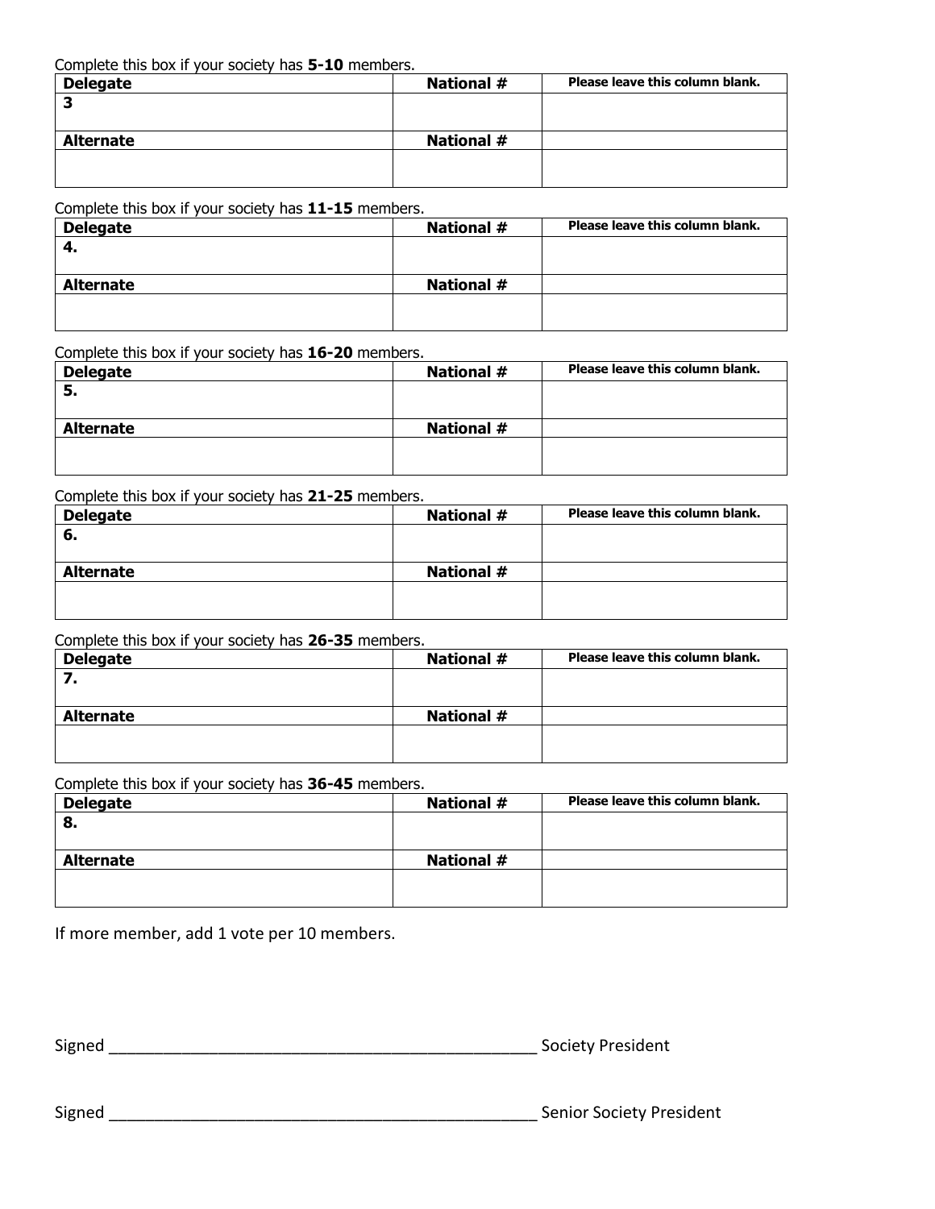Complete this box if your society has **5-10** members.

| **Delegate** | **National #** | **Please leave this column blank.** |
| --- | --- | --- |
| **3** | | |
| **Alternate** | **National #** | |
| | | |

Complete this box if your society has **11-15** members.

| **Delegate** | **National #** | **Please leave this column blank.** |
| --- | --- | --- |
| **4.** | | |
| **Alternate** | **National #** | |
| | | |

Complete this box if your society has **16-20** members.

| **Delegate** | **National #** | **Please leave this column blank.** |
| --- | --- | --- |
| **5.** | | |
| **Alternate** | **National #** | |
| | | |

Complete this box if your society has **21-25** members.

| **Delegate** | **National #** | **Please leave this column blank.** |
| --- | --- | --- |
| **6.** | | |
| **Alternate** | **National #** | |
| | | |

Complete this box if your society has **26-35** members.

| **Delegate** | **National #** | **Please leave this column blank.** |
| --- | --- | --- |
| **7.** | | |
| **Alternate** | **National #** | |
| | | |

Complete this box if your society has **36-45** members.

| **Delegate** | **National #** | **Please leave this column blank.** |
| --- | --- | --- |
| **8.** | | |
| **Alternate** | **National #** | |
| | | |

If more member, add 1 vote per 10 members.

Signed ______________________________________________ Society President

Signed ______________________________________________ Senior Society President